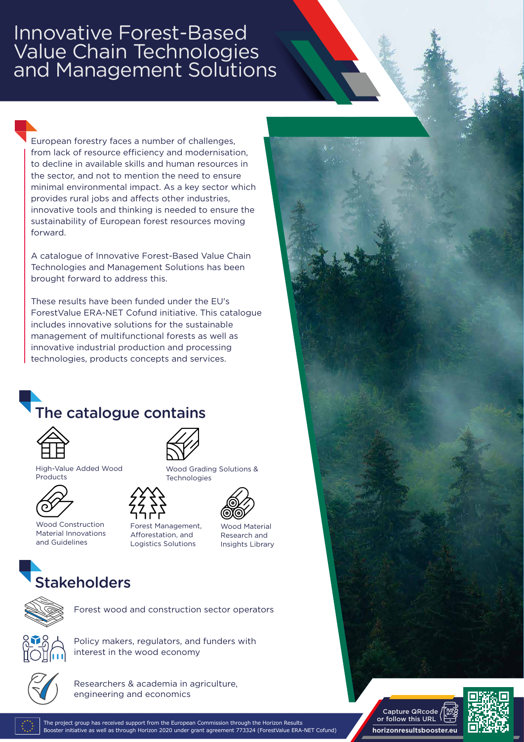# Innovative Forest-Based Value Chain Technologies and Management Solutions

European forestry faces a number of challenges, from lack of resource efficiency and modernisation, to decline in available skills and human resources in the sector, and not to mention the need to ensure minimal environmental impact. As a key sector which provides rural jobs and affects other industries, innovative tools and thinking is needed to ensure the sustainability of European forest resources moving forward.

A catalogue of Innovative Forest-Based Value Chain Technologies and Management Solutions has been brought forward to address this.

These results have been funded under the EU's ForestValue ERA-NET Cofund initiative. This catalogue includes innovative solutions for the sustainable management of multifunctional forests as well as innovative industrial production and processing technologies, products concepts and services.

## The catalogue contains

- High-Value Added Wood Products
- Wood Grading Solutions & Technologies
- Wood Construction Material Innovations and Guidelines
- Forest Management, Afforestation, and Logistics Solutions
- Wood Material Research and Insights Library

## Stakeholders

- Forest wood and construction sector operators
- Policy makers, regulators, and funders with interest in the wood economy
- Researchers & academia in agriculture, engineering and economics

The project group has received support from the European Commission through the Horizon Results Booster initiative as well as through Horizon 2020 under grant agreement 773324 (ForestValue ERA-NET Cofund)

Capture QRcode or follow this URL

**horizonresultsbooster.eu**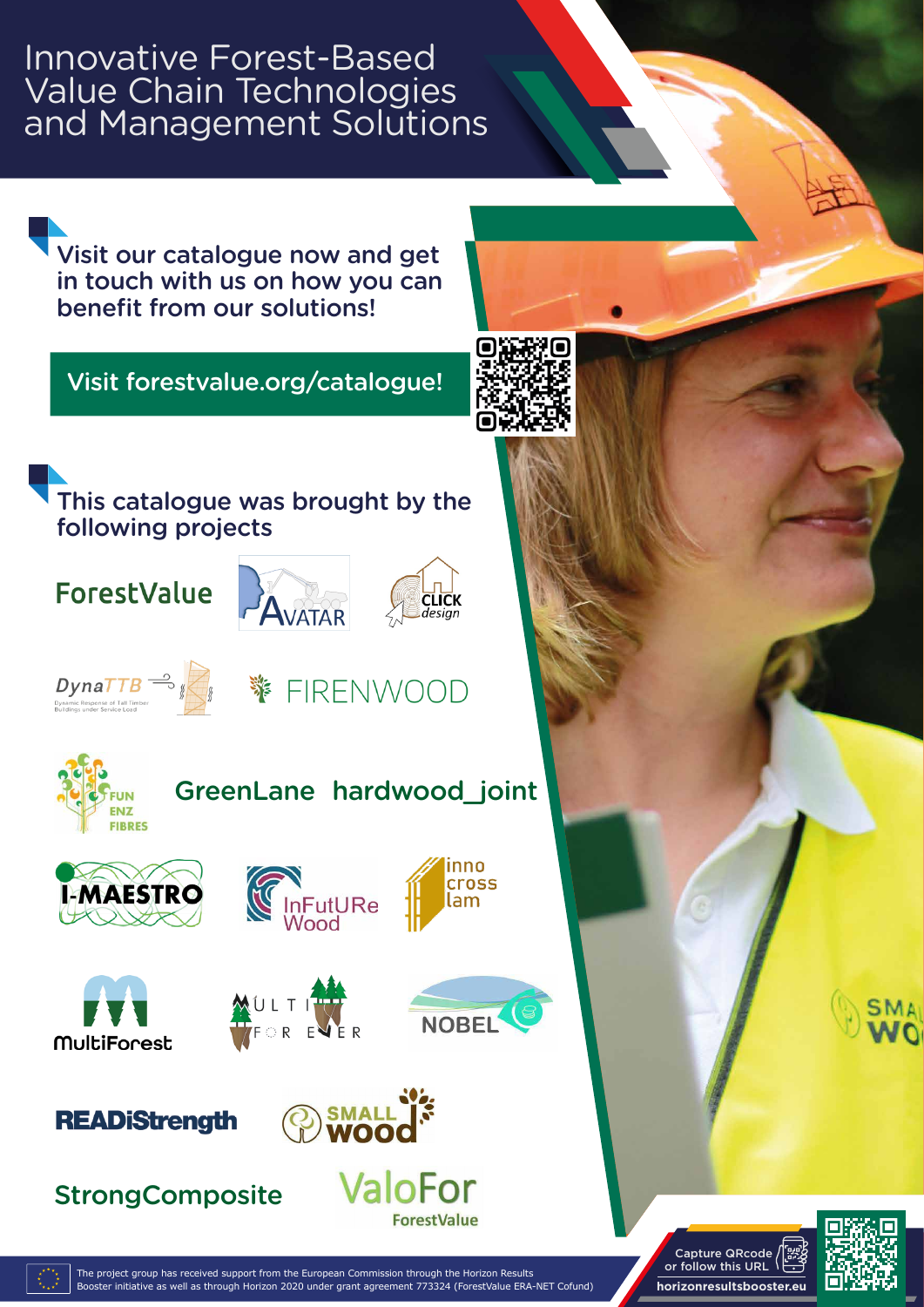# Innovative Forest-Based Value Chain Technologies and Management Solutions

Visit our catalogue now and get in touch with us on how you can benefit from our solutions!

Visit forestvalue.org/catalogue!

This catalogue was brought by the following projects

ForestValue

AVATAR

CLICK design

DynaTTB
Dynamic Response of Tall Timber Buildings under Service Load

FIRENWOOD

FUN ENZ FIBRES

GreenLane

hardwood_joint

I-MAESTRO

InFutURe Wood

inno cross lam

MultiForest

MULTI FOR EVER

NOBEL

READiStrength

SMALL wood

StrongComposite

ValoFor ForestValue

The project group has received support from the European Commission through the Horizon Results Booster initiative as well as through Horizon 2020 under grant agreement 773324 (ForestValue ERA-NET Cofund)

Capture QRcode or follow this URL

horizonresultsbooster.eu